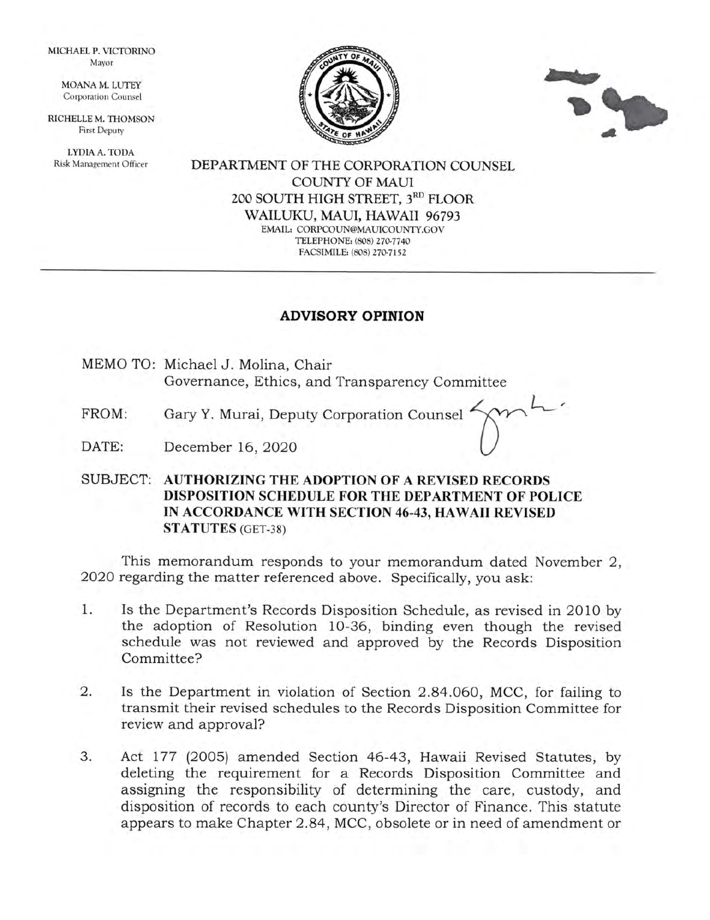MICHAEL P. VICTORINO
Mayor

MOANA M. LUTEY
Corporation Counsel

RICHELLE M. THOMSON
First Deputy

LYDIA A. TODA
Risk Management Officer

DEPARTMENT OF THE CORPORATION COUNSEL
COUNTY OF MAUI
200 SOUTH HIGH STREET, 3RD FLOOR
WAILUKU, MAUI, HAWAII 96793
EMAIL: CORPCOUN@MAUICOUNTY.GOV
TELEPHONE: (808) 270-7740
FACSIMILE: (808) 270-7152

## ADVISORY OPINION

MEMO TO: Michael J. Molina, Chair
Governance, Ethics, and Transparency Committee

FROM: Gary Y. Murai, Deputy Corporation Counsel

DATE: December 16, 2020

SUBJECT: **AUTHORIZING THE ADOPTION OF A REVISED RECORDS DISPOSITION SCHEDULE FOR THE DEPARTMENT OF POLICE IN ACCORDANCE WITH SECTION 46-43, HAWAII REVISED STATUTES** (GET-38)

This memorandum responds to your memorandum dated November 2, 2020 regarding the matter referenced above. Specifically, you ask:

1. Is the Department's Records Disposition Schedule, as revised in 2010 by the adoption of Resolution 10-36, binding even though the revised schedule was not reviewed and approved by the Records Disposition Committee?

2. Is the Department in violation of Section 2.84.060, MCC, for failing to transmit their revised schedules to the Records Disposition Committee for review and approval?

3. Act 177 (2005) amended Section 46-43, Hawaii Revised Statutes, by deleting the requirement for a Records Disposition Committee and assigning the responsibility of determining the care, custody, and disposition of records to each county's Director of Finance. This statute appears to make Chapter 2.84, MCC, obsolete or in need of amendment or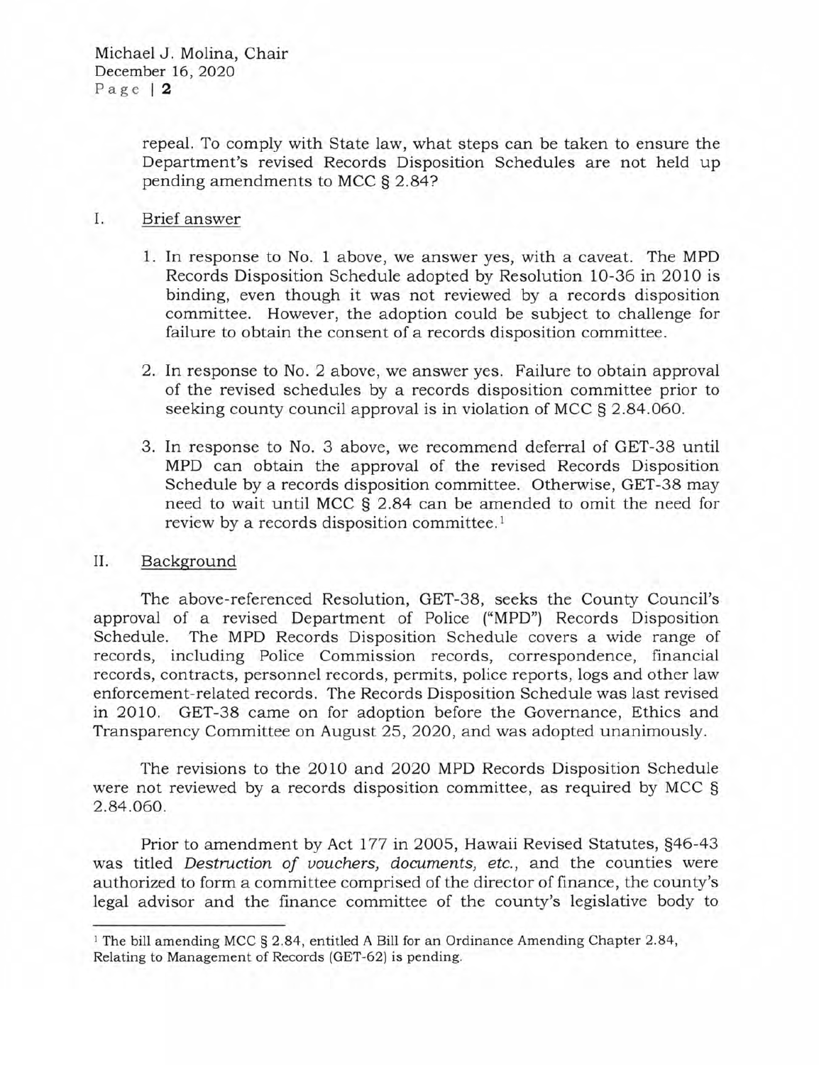repeal. To comply with State law, what steps can be taken to ensure the Department's revised Records Disposition Schedules are not held up pending amendments to MCC § 2.84?

## I. Brief answer

1. In response to No. 1 above, we answer yes, with a caveat. The MPD Records Disposition Schedule adopted by Resolution 10-36 in 2010 is binding, even though it was not reviewed by a records disposition committee. However, the adoption could be subject to challenge for failure to obtain the consent of a records disposition committee.

2. In response to No. 2 above, we answer yes. Failure to obtain approval of the revised schedules by a records disposition committee prior to seeking county council approval is in violation of MCC § 2.84.060.

3. In response to No. 3 above, we recommend deferral of GET-38 until MPD can obtain the approval of the revised Records Disposition Schedule by a records disposition committee. Otherwise, GET-38 may need to wait until MCC § 2.84 can be amended to omit the need for review by a records disposition committee.[1]

## II. Background

The above-referenced Resolution, GET-38, seeks the County Council's approval of a revised Department of Police ("MPD") Records Disposition Schedule. The MPD Records Disposition Schedule covers a wide range of records, including Police Commission records, correspondence, financial records, contracts, personnel records, permits, police reports, logs and other law enforcement-related records. The Records Disposition Schedule was last revised in 2010. GET-38 came on for adoption before the Governance, Ethics and Transparency Committee on August 25, 2020, and was adopted unanimously.

The revisions to the 2010 and 2020 MPD Records Disposition Schedule were not reviewed by a records disposition committee, as required by MCC § 2.84.060.

Prior to amendment by Act 177 in 2005, Hawaii Revised Statutes, §46-43 was titled *Destruction of vouchers, documents, etc.*, and the counties were authorized to form a committee comprised of the director of finance, the county's legal advisor and the finance committee of the county's legislative body to

[1] The bill amending MCC § 2.84, entitled A Bill for an Ordinance Amending Chapter 2.84, Relating to Management of Records (GET-62) is pending.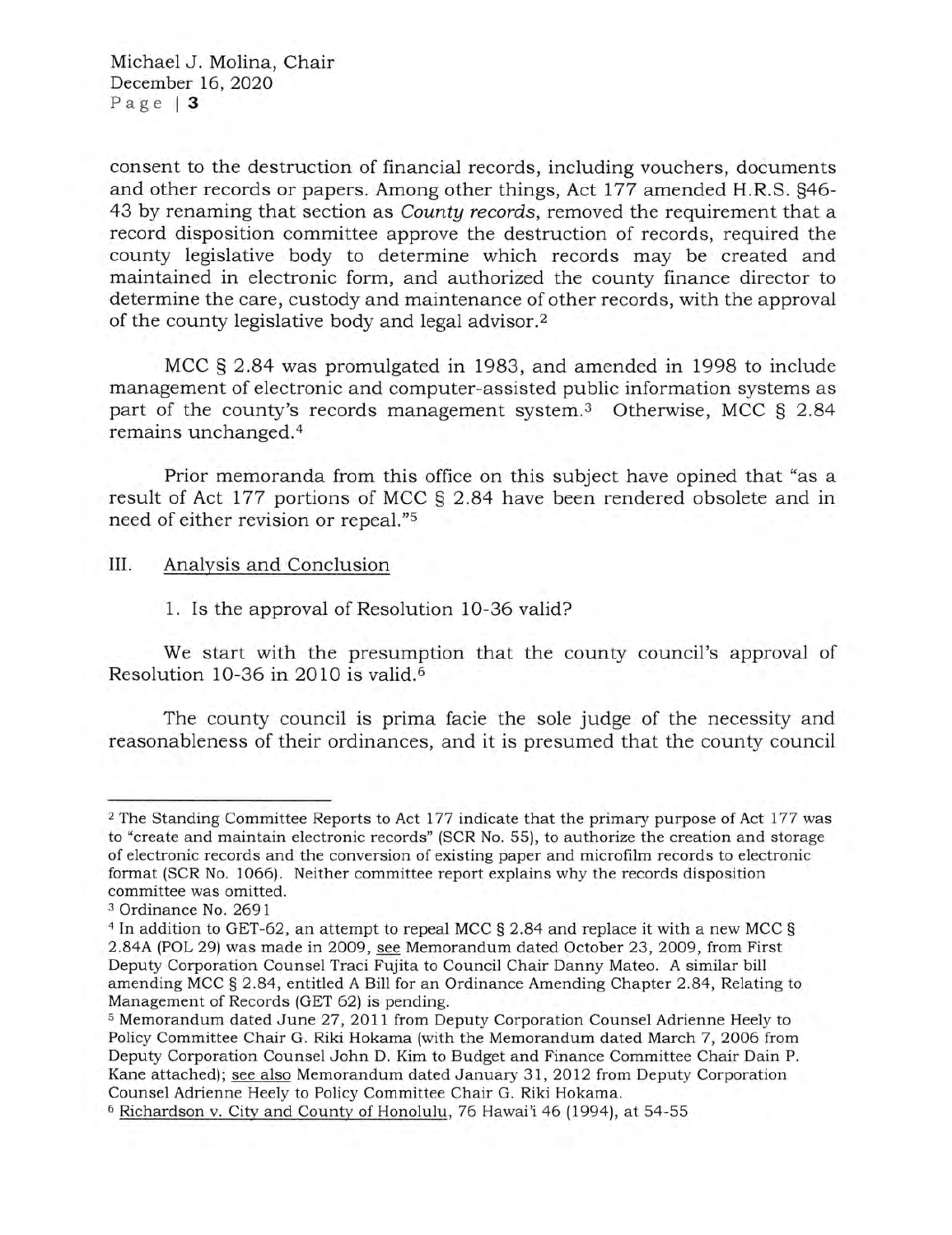consent to the destruction of financial records, including vouchers, documents and other records or papers. Among other things, Act 177 amended H.R.S. §46-43 by renaming that section as *County records*, removed the requirement that a record disposition committee approve the destruction of records, required the county legislative body to determine which records may be created and maintained in electronic form, and authorized the county finance director to determine the care, custody and maintenance of other records, with the approval of the county legislative body and legal advisor.[2]

MCC § 2.84 was promulgated in 1983, and amended in 1998 to include management of electronic and computer-assisted public information systems as part of the county's records management system.[3] Otherwise, MCC § 2.84 remains unchanged.[4]

Prior memoranda from this office on this subject have opined that "as a result of Act 177 portions of MCC § 2.84 have been rendered obsolete and in need of either revision or repeal."[5]

## III. Analysis and Conclusion

1. Is the approval of Resolution 10-36 valid?

We start with the presumption that the county council's approval of Resolution 10-36 in 2010 is valid.[6]

The county council is prima facie the sole judge of the necessity and reasonableness of their ordinances, and it is presumed that the county council

---

[2] The Standing Committee Reports to Act 177 indicate that the primary purpose of Act 177 was to "create and maintain electronic records" (SCR No. 55), to authorize the creation and storage of electronic records and the conversion of existing paper and microfilm records to electronic format (SCR No. 1066). Neither committee report explains why the records disposition committee was omitted.

[3] Ordinance No. 2691

[4] In addition to GET-62, an attempt to repeal MCC § 2.84 and replace it with a new MCC § 2.84A (POL 29) was made in 2009, see Memorandum dated October 23, 2009, from First Deputy Corporation Counsel Traci Fujita to Council Chair Danny Mateo. A similar bill amending MCC § 2.84, entitled A Bill for an Ordinance Amending Chapter 2.84, Relating to Management of Records (GET 62) is pending.

[5] Memorandum dated June 27, 2011 from Deputy Corporation Counsel Adrienne Heely to Policy Committee Chair G. Riki Hokama (with the Memorandum dated March 7, 2006 from Deputy Corporation Counsel John D. Kim to Budget and Finance Committee Chair Dain P. Kane attached); see also Memorandum dated January 31, 2012 from Deputy Corporation Counsel Adrienne Heely to Policy Committee Chair G. Riki Hokama.

[6] Richardson v. City and County of Honolulu, 76 Hawai'i 46 (1994), at 54-55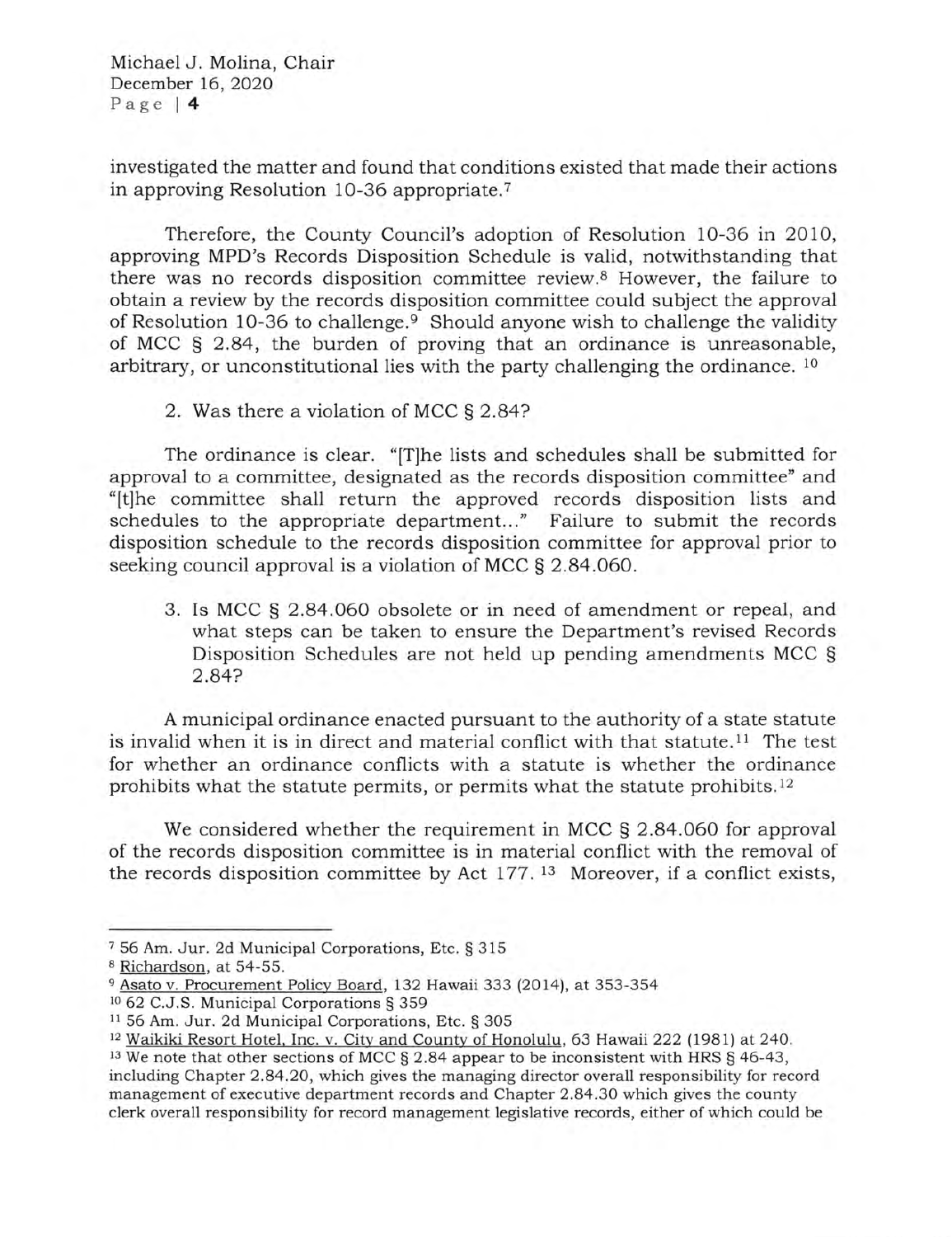investigated the matter and found that conditions existed that made their actions in approving Resolution 10-36 appropriate.[7]

Therefore, the County Council's adoption of Resolution 10-36 in 2010, approving MPD's Records Disposition Schedule is valid, notwithstanding that there was no records disposition committee review.[8] However, the failure to obtain a review by the records disposition committee could subject the approval of Resolution 10-36 to challenge.[9] Should anyone wish to challenge the validity of MCC § 2.84, the burden of proving that an ordinance is unreasonable, arbitrary, or unconstitutional lies with the party challenging the ordinance. [10]

2. Was there a violation of MCC § 2.84?

The ordinance is clear. "[T]he lists and schedules shall be submitted for approval to a committee, designated as the records disposition committee" and "[t]he committee shall return the approved records disposition lists and schedules to the appropriate department..." Failure to submit the records disposition schedule to the records disposition committee for approval prior to seeking council approval is a violation of MCC § 2.84.060.

3. Is MCC § 2.84.060 obsolete or in need of amendment or repeal, and what steps can be taken to ensure the Department's revised Records Disposition Schedules are not held up pending amendments MCC § 2.84?

A municipal ordinance enacted pursuant to the authority of a state statute is invalid when it is in direct and material conflict with that statute.[11] The test for whether an ordinance conflicts with a statute is whether the ordinance prohibits what the statute permits, or permits what the statute prohibits.[12]

We considered whether the requirement in MCC § 2.84.060 for approval of the records disposition committee is in material conflict with the removal of the records disposition committee by Act 177. [13] Moreover, if a conflict exists,

---

[7] 56 Am. Jur. 2d Municipal Corporations, Etc. § 315

[8] Richardson, at 54-55.

[9] Asato v. Procurement Policy Board, 132 Hawaii 333 (2014), at 353-354

[10] 62 C.J.S. Municipal Corporations § 359

[11] 56 Am. Jur. 2d Municipal Corporations, Etc. § 305

[12] Waikiki Resort Hotel, Inc. v. City and County of Honolulu, 63 Hawaii 222 (1981) at 240.

[13] We note that other sections of MCC § 2.84 appear to be inconsistent with HRS § 46-43, including Chapter 2.84.20, which gives the managing director overall responsibility for record management of executive department records and Chapter 2.84.30 which gives the county clerk overall responsibility for record management legislative records, either of which could be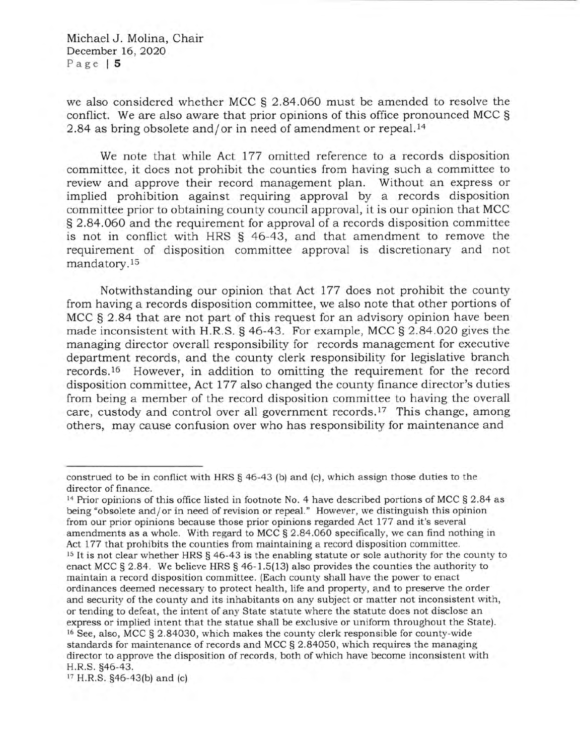we also considered whether MCC § 2.84.060 must be amended to resolve the conflict. We are also aware that prior opinions of this office pronounced MCC § 2.84 as bring obsolete and/or in need of amendment or repeal.[14]

We note that while Act 177 omitted reference to a records disposition committee, it does not prohibit the counties from having such a committee to review and approve their record management plan. Without an express or implied prohibition against requiring approval by a records disposition committee prior to obtaining county council approval, it is our opinion that MCC § 2.84.060 and the requirement for approval of a records disposition committee is not in conflict with HRS § 46-43, and that amendment to remove the requirement of disposition committee approval is discretionary and not mandatory.[15]

Notwithstanding our opinion that Act 177 does not prohibit the county from having a records disposition committee, we also note that other portions of MCC § 2.84 that are not part of this request for an advisory opinion have been made inconsistent with H.R.S. § 46-43. For example, MCC § 2.84.020 gives the managing director overall responsibility for records management for executive department records, and the county clerk responsibility for legislative branch records.[16] However, in addition to omitting the requirement for the record disposition committee, Act 177 also changed the county finance director's duties from being a member of the record disposition committee to having the overall care, custody and control over all government records.[17] This change, among others, may cause confusion over who has responsibility for maintenance and

---

construed to be in conflict with HRS § 46-43 (b) and (c), which assign those duties to the director of finance.

[14] Prior opinions of this office listed in footnote No. 4 have described portions of MCC § 2.84 as being "obsolete and/or in need of revision or repeal." However, we distinguish this opinion from our prior opinions because those prior opinions regarded Act 177 and it's several amendments as a whole. With regard to MCC § 2.84.060 specifically, we can find nothing in Act 177 that prohibits the counties from maintaining a record disposition committee.

[15] It is not clear whether HRS § 46-43 is the enabling statute or sole authority for the county to enact MCC § 2.84. We believe HRS § 46-1.5(13) also provides the counties the authority to maintain a record disposition committee. (Each county shall have the power to enact ordinances deemed necessary to protect health, life and property, and to preserve the order and security of the county and its inhabitants on any subject or matter not inconsistent with, or tending to defeat, the intent of any State statute where the statute does not disclose an express or implied intent that the statue shall be exclusive or uniform throughout the State).

[16] See, also, MCC § 2.84030, which makes the county clerk responsible for county-wide standards for maintenance of records and MCC § 2.84050, which requires the managing director to approve the disposition of records, both of which have become inconsistent with H.R.S. §46-43.

[17] H.R.S. §46-43(b) and (c)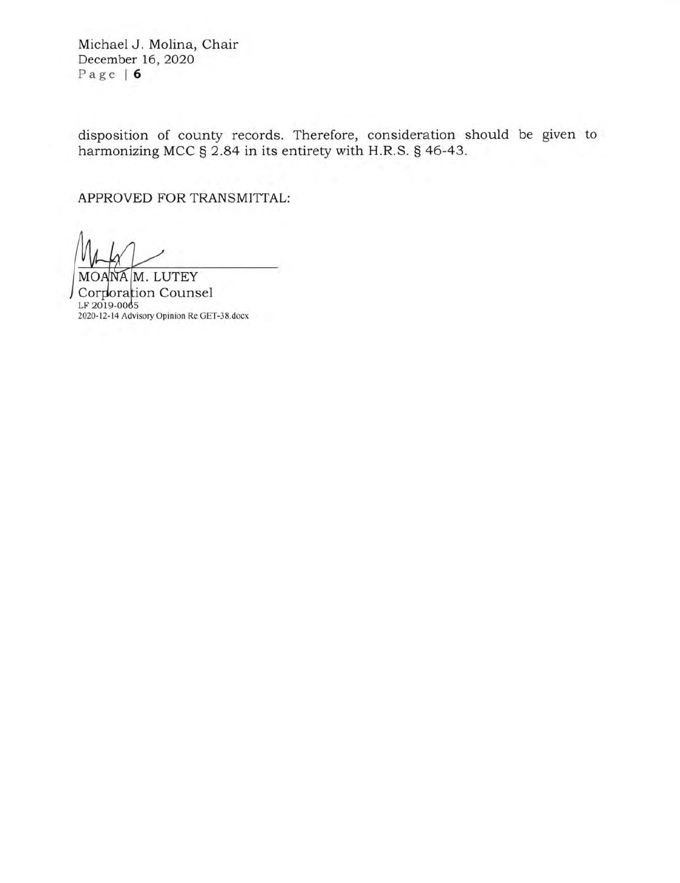disposition of county records. Therefore, consideration should be given to harmonizing MCC § 2.84 in its entirety with H.R.S. § 46-43.

APPROVED FOR TRANSMITTAL:

MOANA M. LUTEY
Corporation Counsel

LF 2019-0065
2020-12-14 Advisory Opinion Re GET-38.docx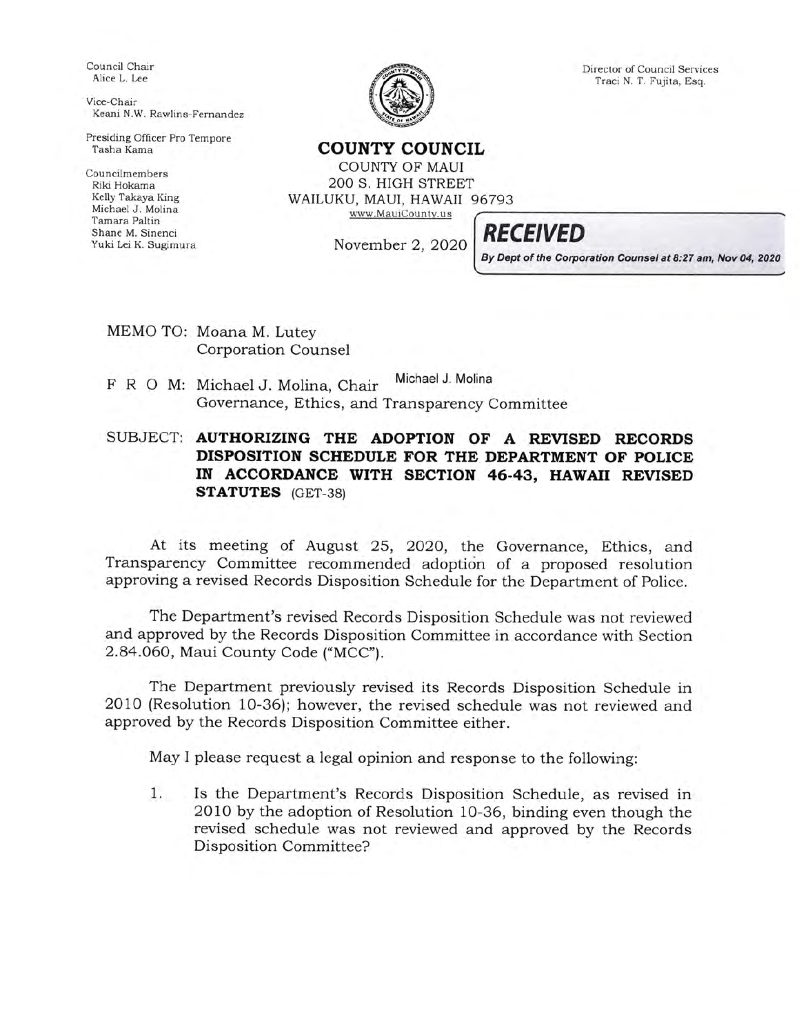Council Chair
Alice L. Lee

Vice-Chair
Keani N.W. Rawlins-Fernandez

Presiding Officer Pro Tempore
Tasha Kama

Councilmembers
Riki Hokama
Kelly Takaya King
Michael J. Molina
Tamara Paltin
Shane M. Sinenci
Yuki Lei K. Sugimura

Director of Council Services
Traci N. T. Fujita, Esq.

**COUNTY COUNCIL**

COUNTY OF MAUI
200 S. HIGH STREET
WAILUKU, MAUI, HAWAII 96793
www.MauiCounty.us

November 2, 2020

***RECEIVED***
*By Dept of the Corporation Counsel at 8:27 am, Nov 04, 2020*

MEMO TO: Moana M. Lutey
Corporation Counsel

F R O M: Michael J. Molina, Chair Michael J. Molina
Governance, Ethics, and Transparency Committee

SUBJECT: **AUTHORIZING THE ADOPTION OF A REVISED RECORDS DISPOSITION SCHEDULE FOR THE DEPARTMENT OF POLICE IN ACCORDANCE WITH SECTION 46-43, HAWAII REVISED STATUTES** (GET-38)

At its meeting of August 25, 2020, the Governance, Ethics, and Transparency Committee recommended adoption of a proposed resolution approving a revised Records Disposition Schedule for the Department of Police.

The Department's revised Records Disposition Schedule was not reviewed and approved by the Records Disposition Committee in accordance with Section 2.84.060, Maui County Code ("MCC").

The Department previously revised its Records Disposition Schedule in 2010 (Resolution 10-36); however, the revised schedule was not reviewed and approved by the Records Disposition Committee either.

May I please request a legal opinion and response to the following:

1. Is the Department's Records Disposition Schedule, as revised in 2010 by the adoption of Resolution 10-36, binding even though the revised schedule was not reviewed and approved by the Records Disposition Committee?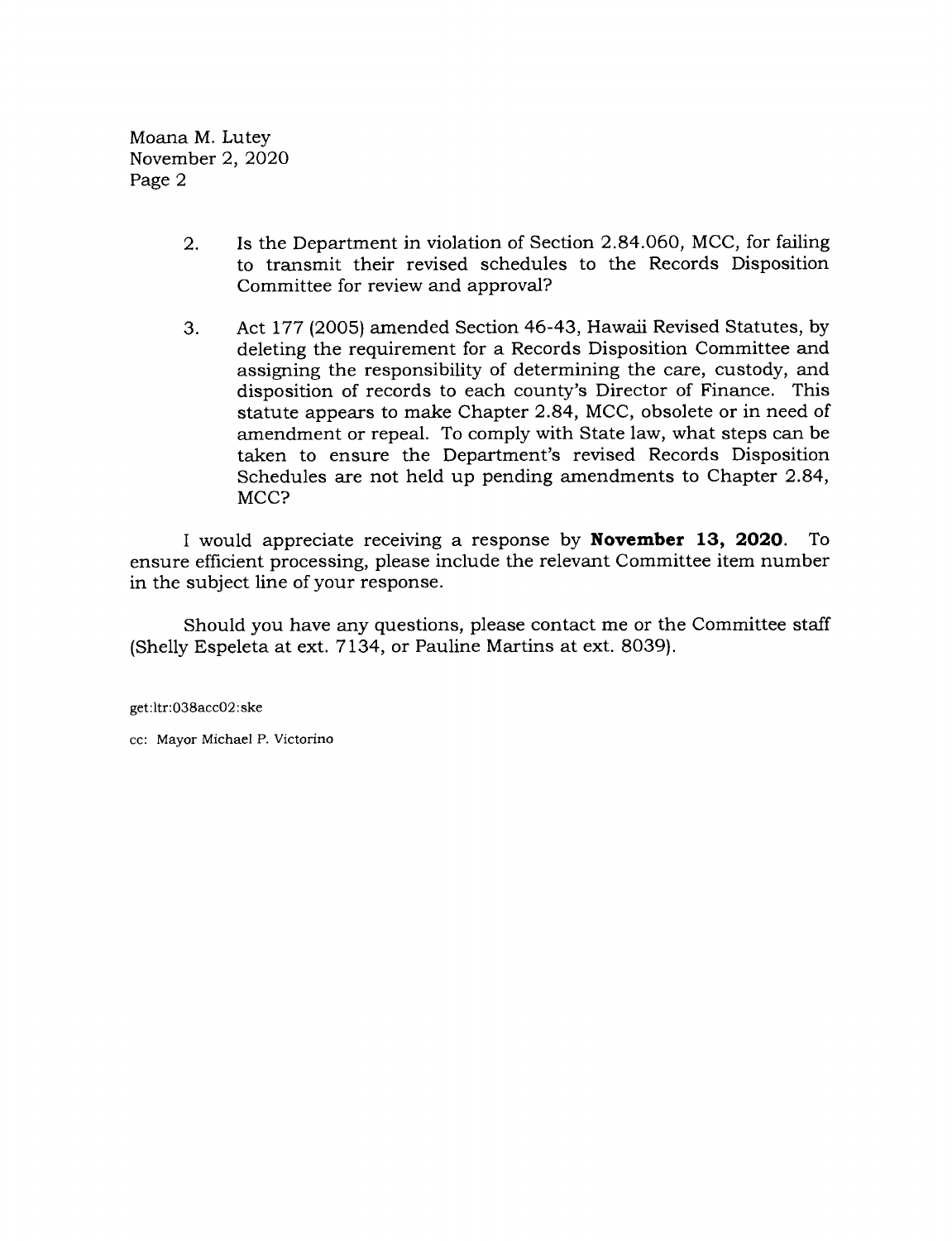Moana M. Lutey
November 2, 2020
Page 2

2. Is the Department in violation of Section 2.84.060, MCC, for failing to transmit their revised schedules to the Records Disposition Committee for review and approval?

3. Act 177 (2005) amended Section 46-43, Hawaii Revised Statutes, by deleting the requirement for a Records Disposition Committee and assigning the responsibility of determining the care, custody, and disposition of records to each county's Director of Finance. This statute appears to make Chapter 2.84, MCC, obsolete or in need of amendment or repeal. To comply with State law, what steps can be taken to ensure the Department's revised Records Disposition Schedules are not held up pending amendments to Chapter 2.84, MCC?

I would appreciate receiving a response by **November 13, 2020**. To ensure efficient processing, please include the relevant Committee item number in the subject line of your response.

Should you have any questions, please contact me or the Committee staff (Shelly Espeleta at ext. 7134, or Pauline Martins at ext. 8039).

get:ltr:038acc02:ske

cc: Mayor Michael P. Victorino